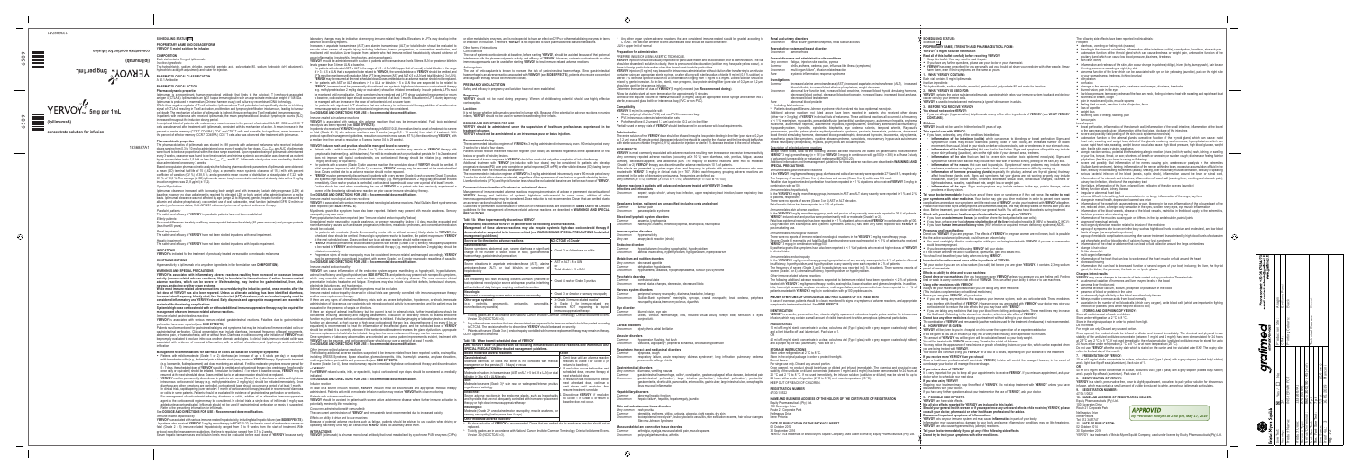# YERVOY™ 5 mg per mL

**(ipilimumab)**

concentrate solution for infusion